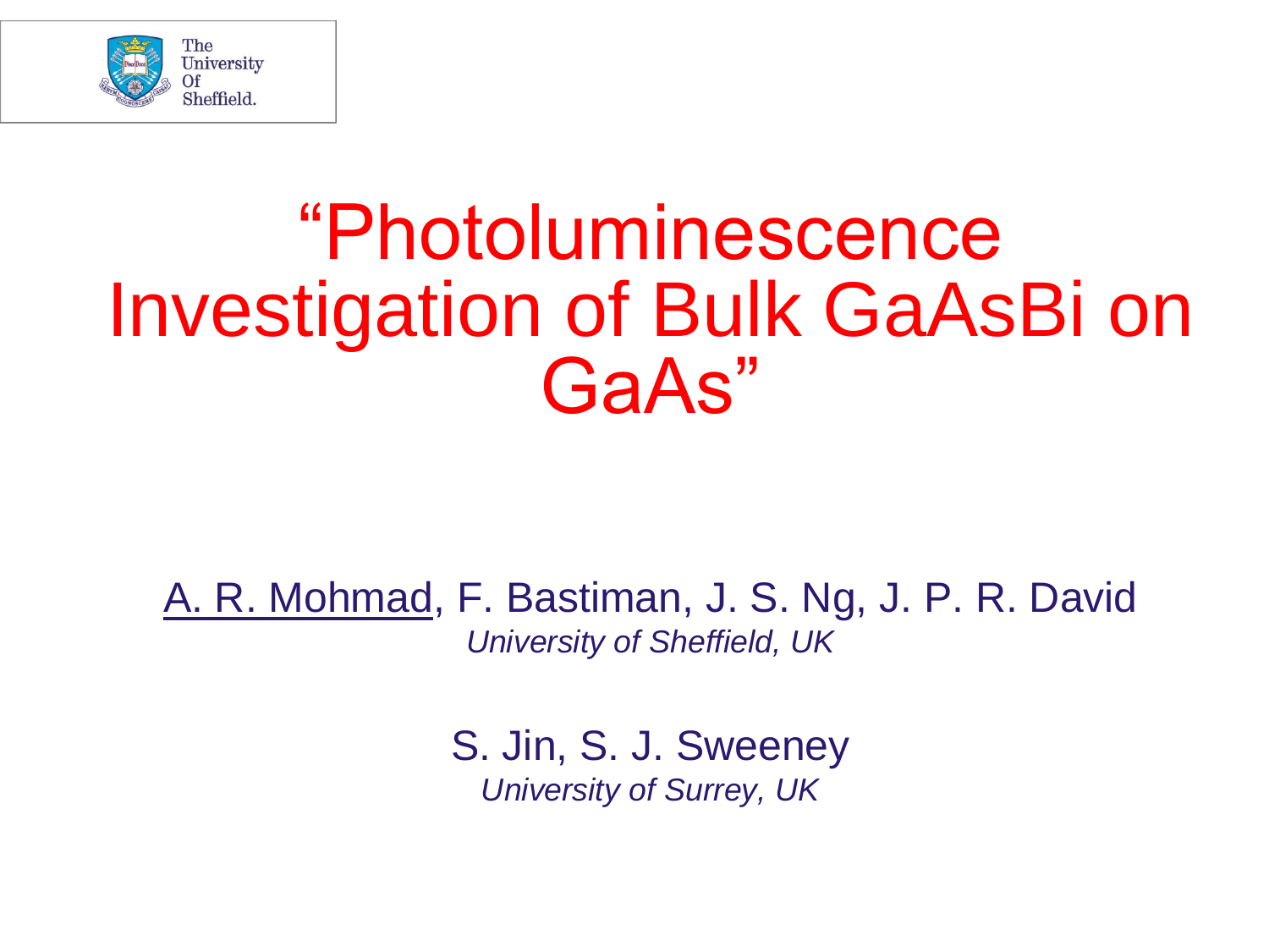The University Of Sheffield.

# "Photoluminescence Investigation of Bulk GaAsBi on GaAs"

A. R. Mohmad, F. Bastiman, J. S. Ng, J. P. R. David

*University of Sheffield, UK*

S. Jin, S. J. Sweeney

*University of Surrey, UK*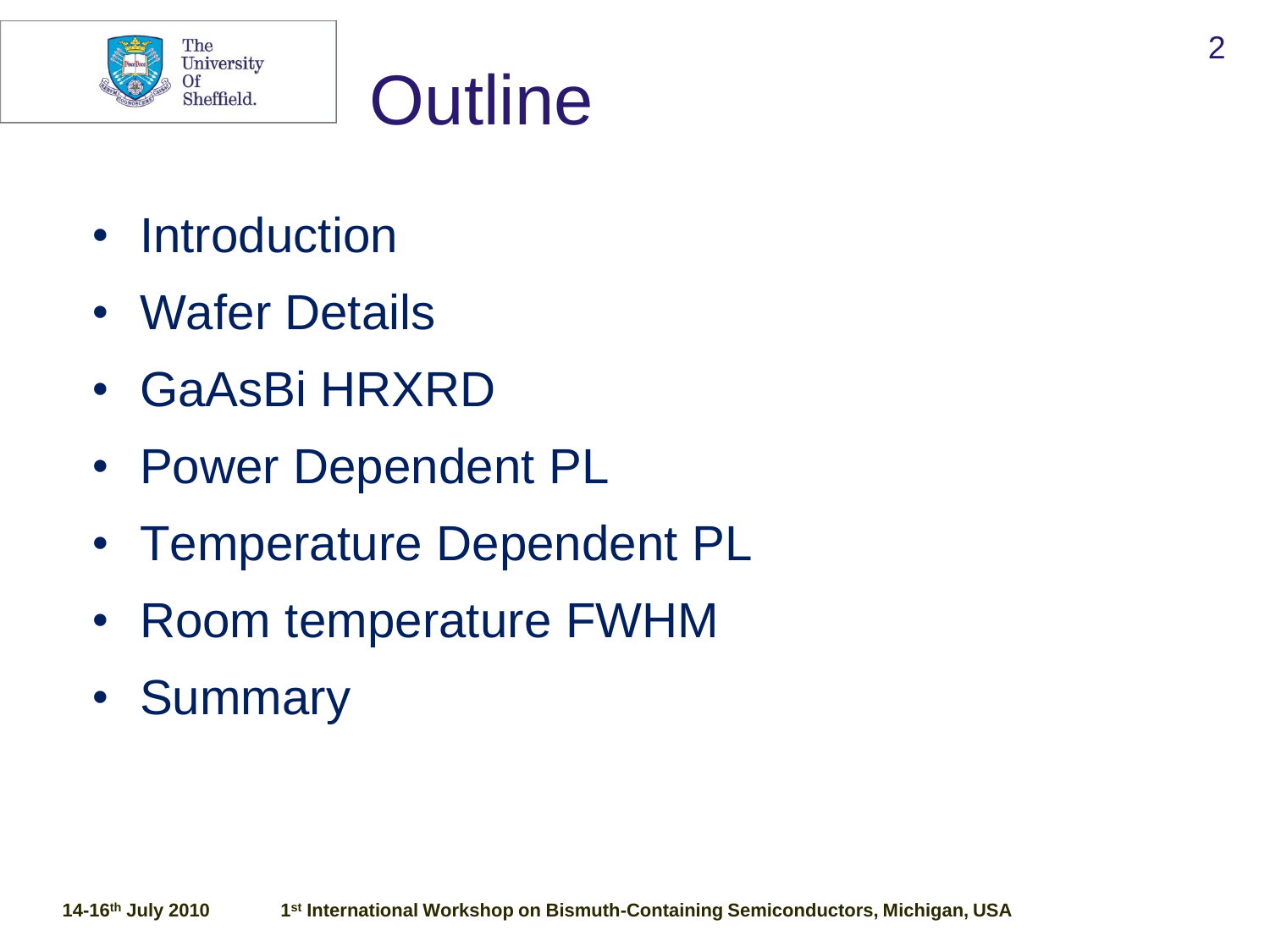# Outline

- Introduction
- Wafer Details
- GaAsBi HRXRD
- Power Dependent PL
- Temperature Dependent PL
- Room temperature FWHM
- Summary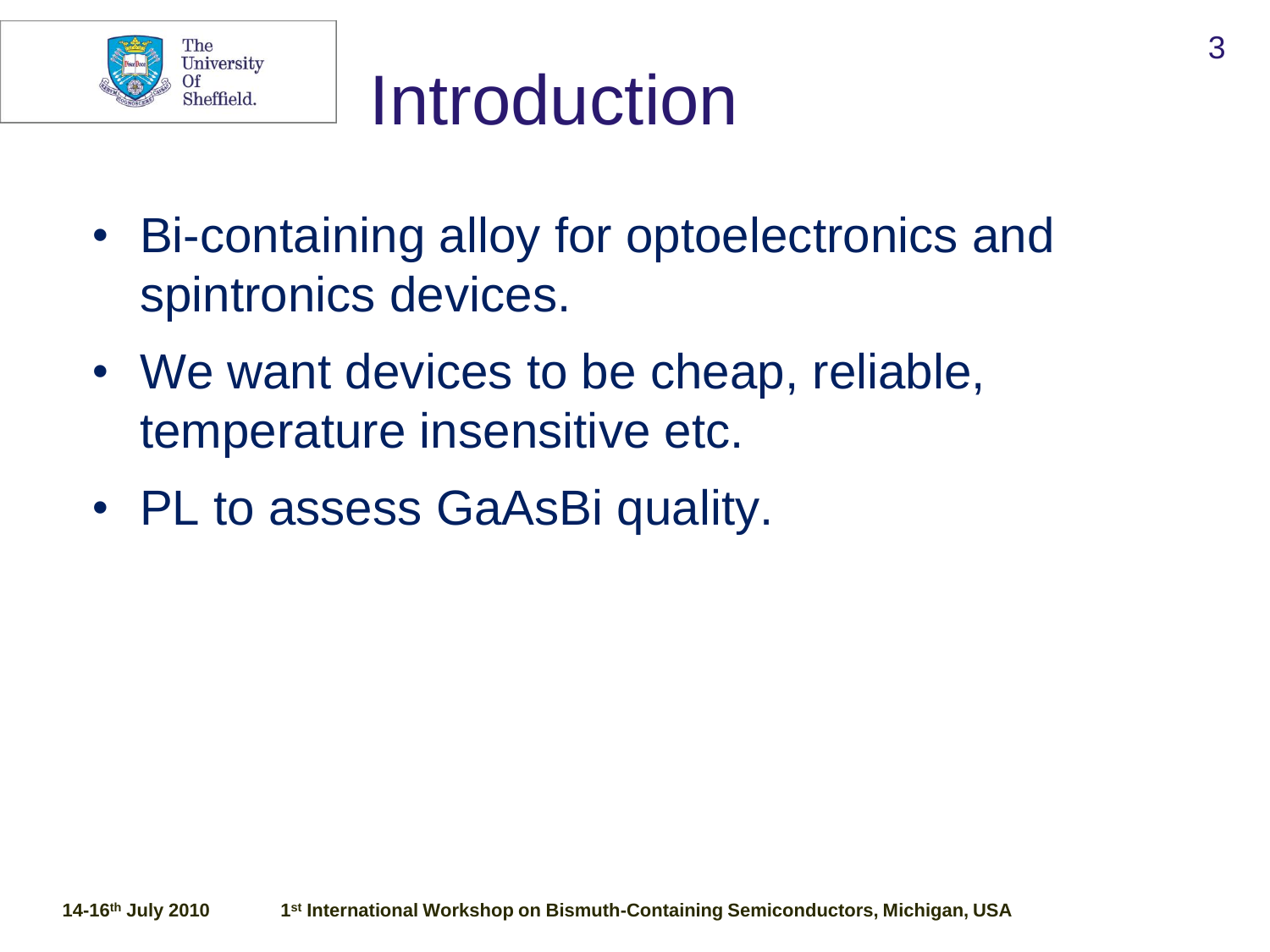# Introduction

- Bi-containing alloy for optoelectronics and spintronics devices.
- We want devices to be cheap, reliable, temperature insensitive etc.
- PL to assess GaAsBi quality.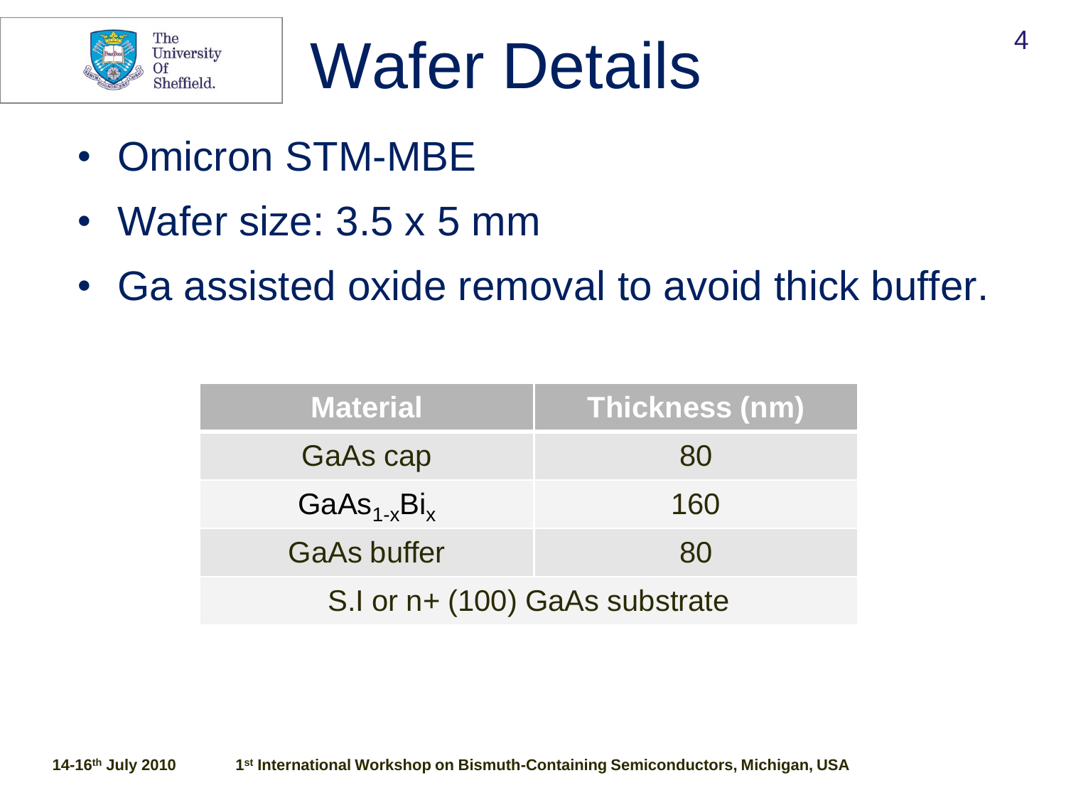# Wafer Details

- Omicron STM-MBE
- Wafer size: 3.5 x 5 mm
- Ga assisted oxide removal to avoid thick buffer.

| Material | Thickness (nm) |
|---|---|
| GaAs cap | 80 |
| $GaAs_{1-x}Bi_x$ | 160 |
| GaAs buffer | 80 |
| S.I or n+ (100) GaAs substrate | |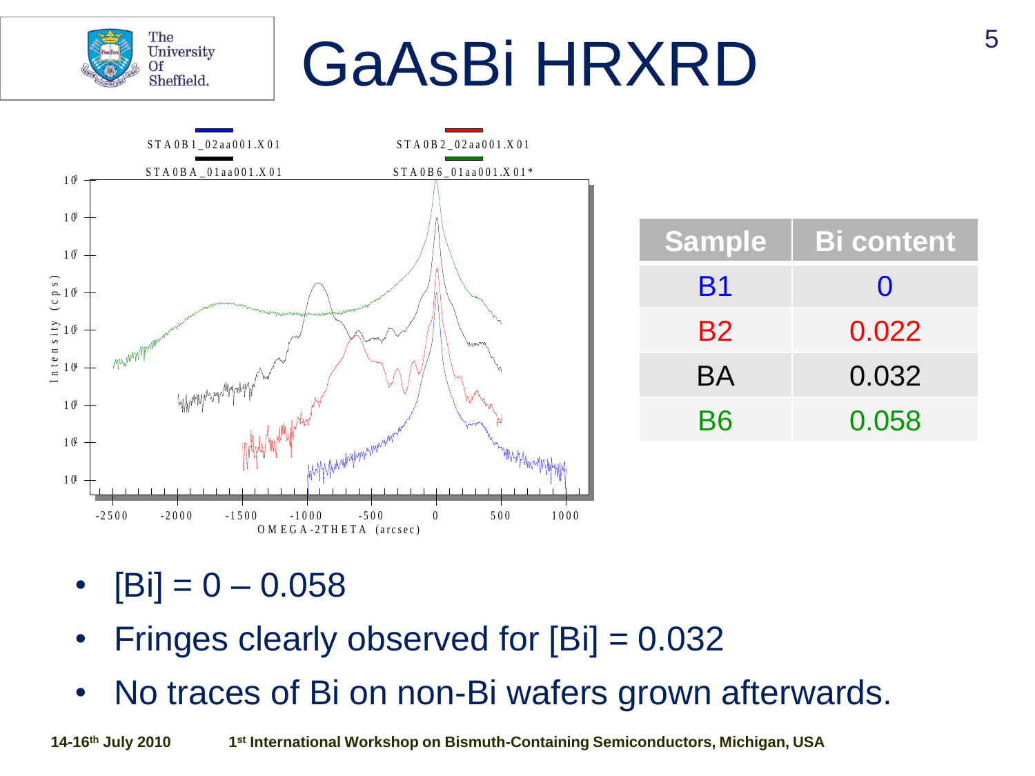# GaAsBi HRXRD

| Sample | Bi content |
| --- | --- |
| B1 | 0 |
| B2 | 0.022 |
| BA | 0.032 |
| B6 | 0.058 |

- [Bi] = 0 – 0.058
- Fringes clearly observed for [Bi] = 0.032
- No traces of Bi on non-Bi wafers grown afterwards.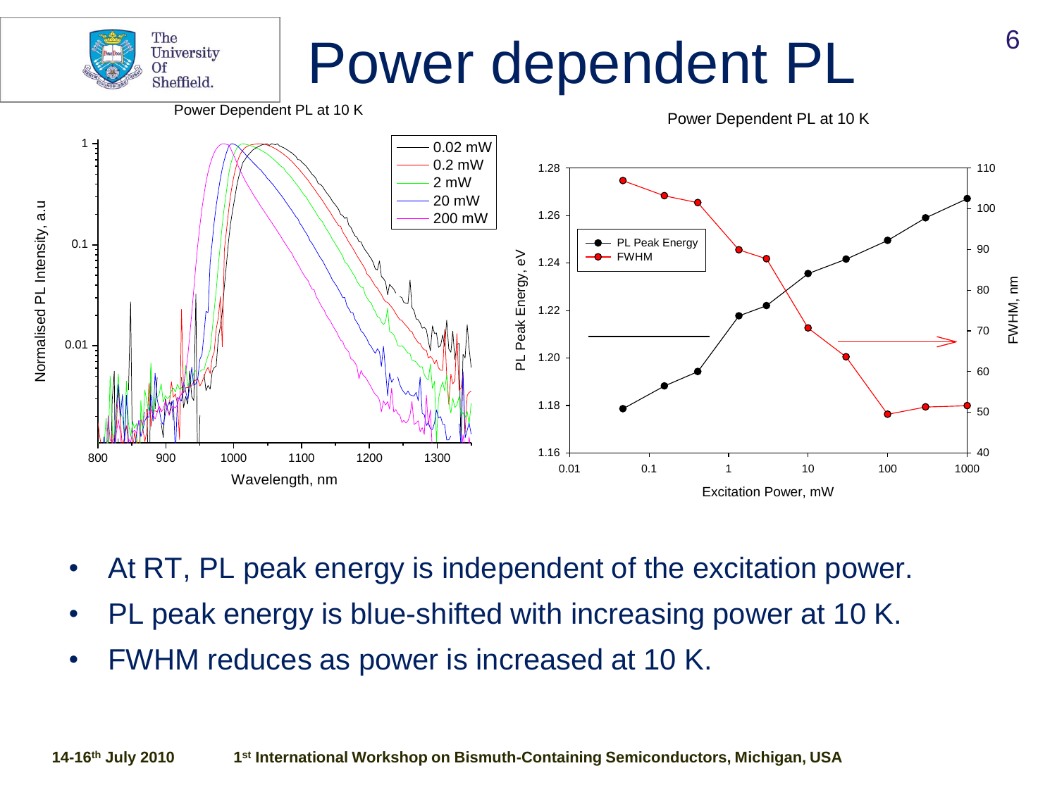# Power dependent PL

Power Dependent PL at 10 K

Power Dependent PL at 10 K

- At RT, PL peak energy is independent of the excitation power.
- PL peak energy is blue-shifted with increasing power at 10 K.
- FWHM reduces as power is increased at 10 K.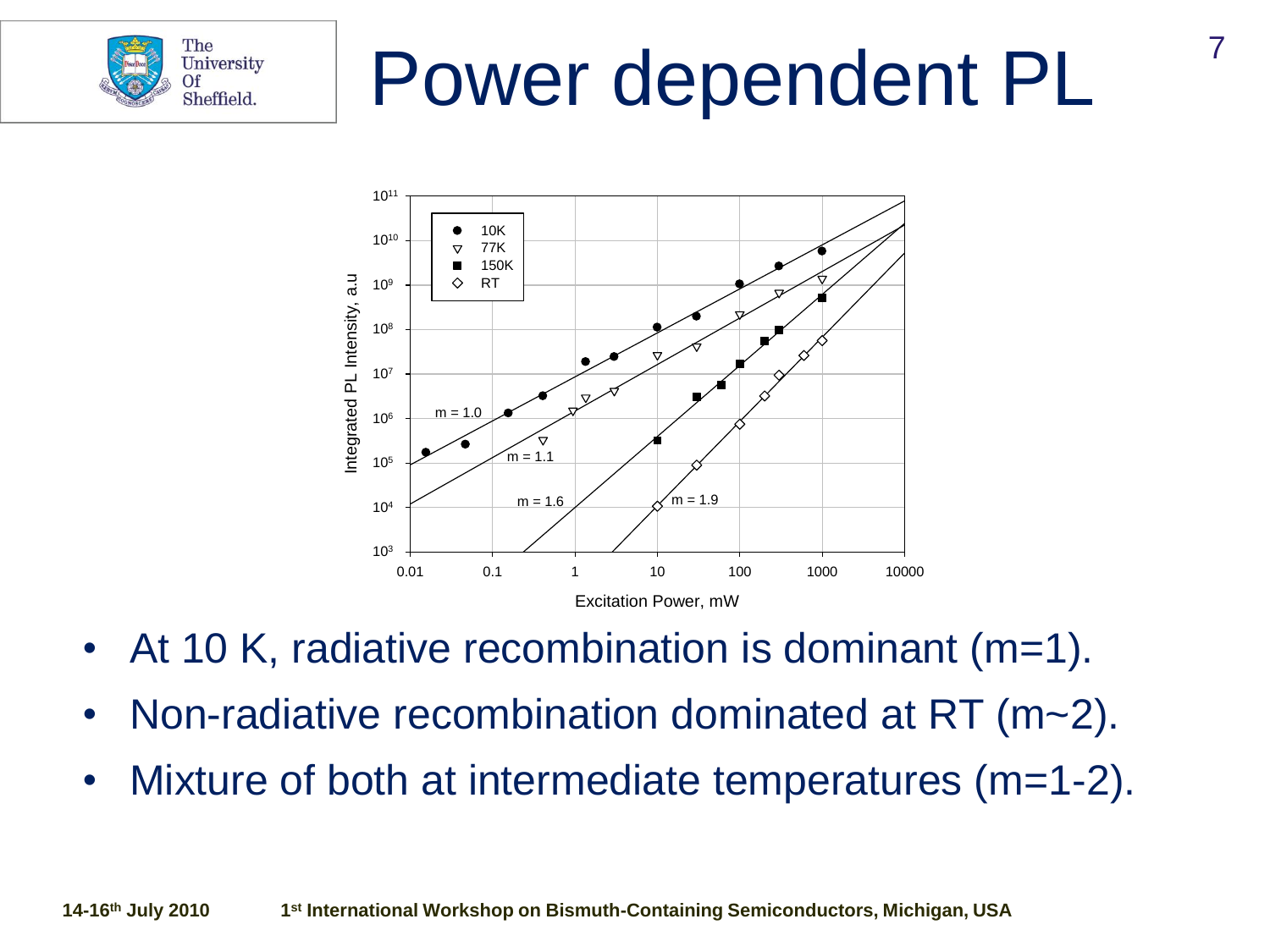# Power dependent PL

- At 10 K, radiative recombination is dominant (m=1).
- Non-radiative recombination dominated at RT (m~2).
- Mixture of both at intermediate temperatures (m=1-2).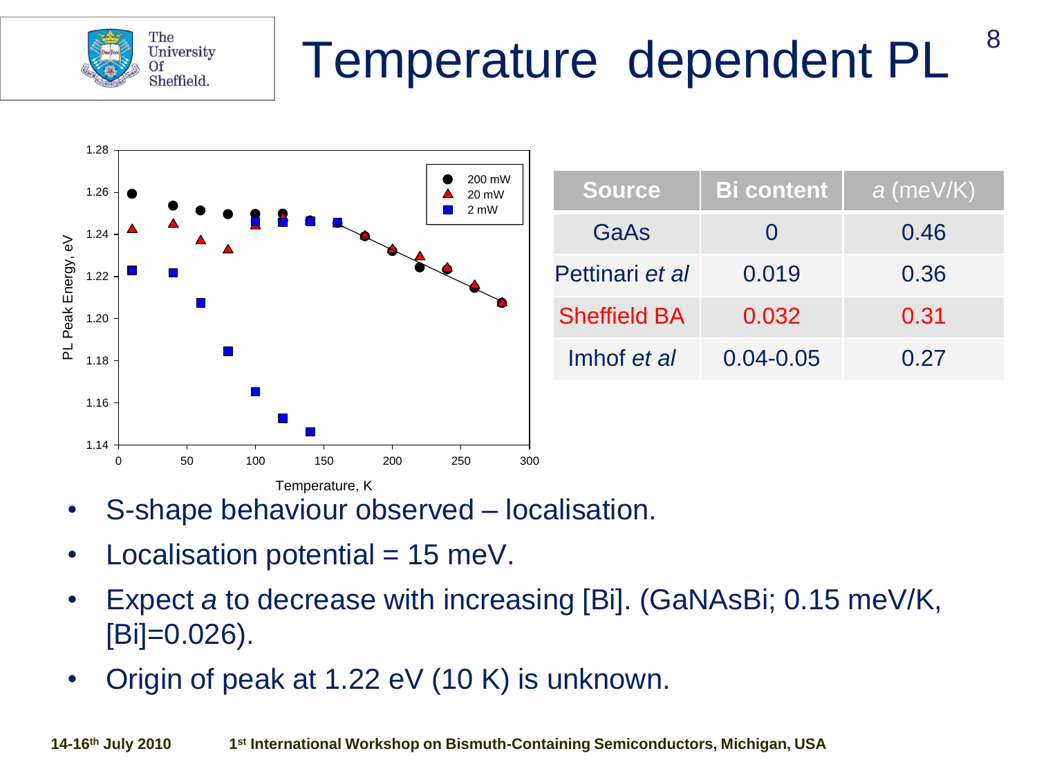# Temperature dependent PL

| Source | Bi content | *a* (meV/K) |
|---|---|---|
| GaAs | 0 | 0.46 |
| Pettinari *et al* | 0.019 | 0.36 |
| Sheffield BA | 0.032 | 0.31 |
| Imhof *et al* | 0.04-0.05 | 0.27 |

- S-shape behaviour observed – localisation.
- Localisation potential = 15 meV.
- Expect *a* to decrease with increasing [Bi]. (GaNAsBi; 0.15 meV/K, [Bi]=0.026).
- Origin of peak at 1.22 eV (10 K) is unknown.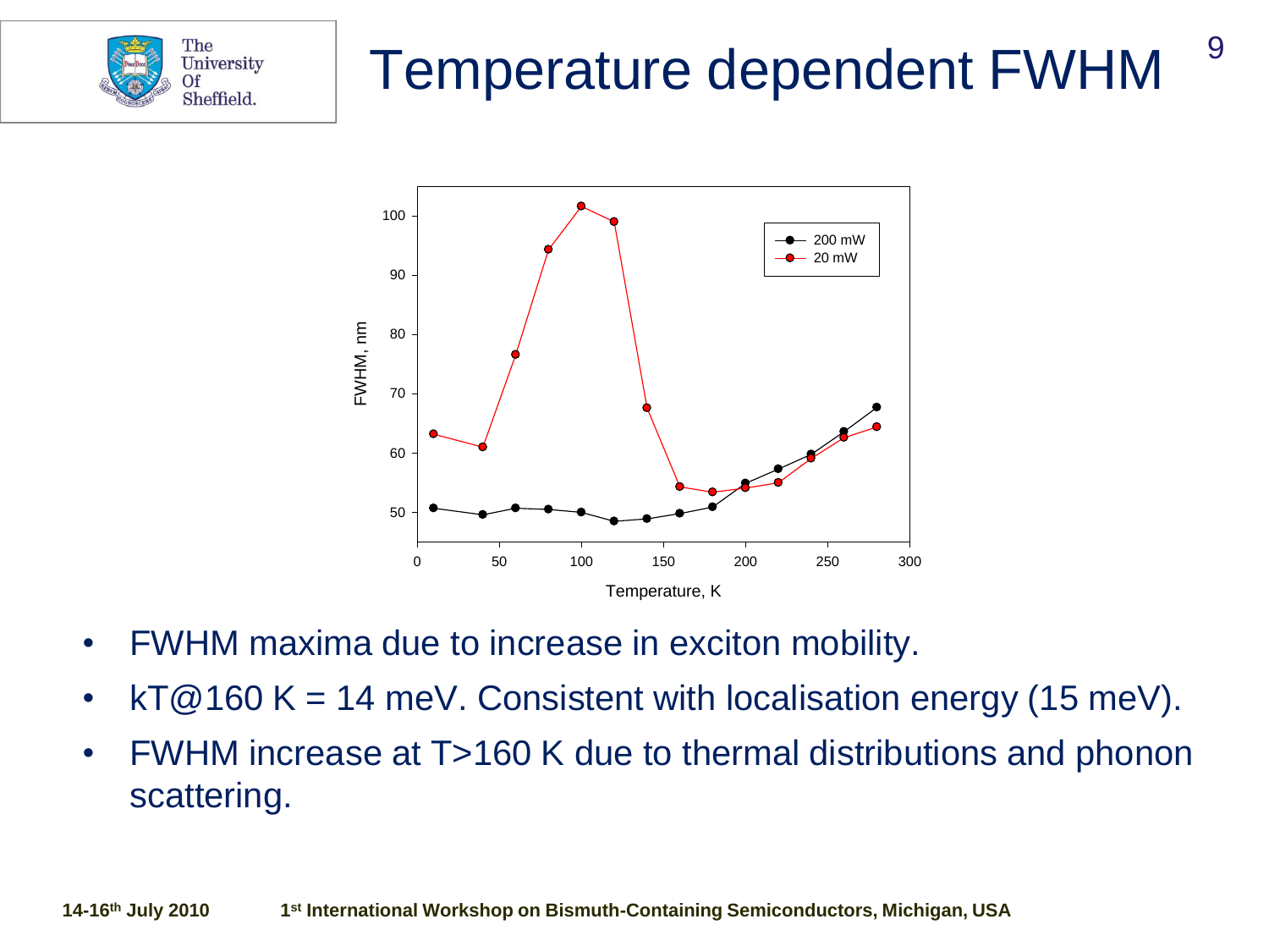# Temperature dependent FWHM

- FWHM maxima due to increase in exciton mobility.
- kT@160 K = 14 meV. Consistent with localisation energy (15 meV).
- FWHM increase at T>160 K due to thermal distributions and phonon scattering.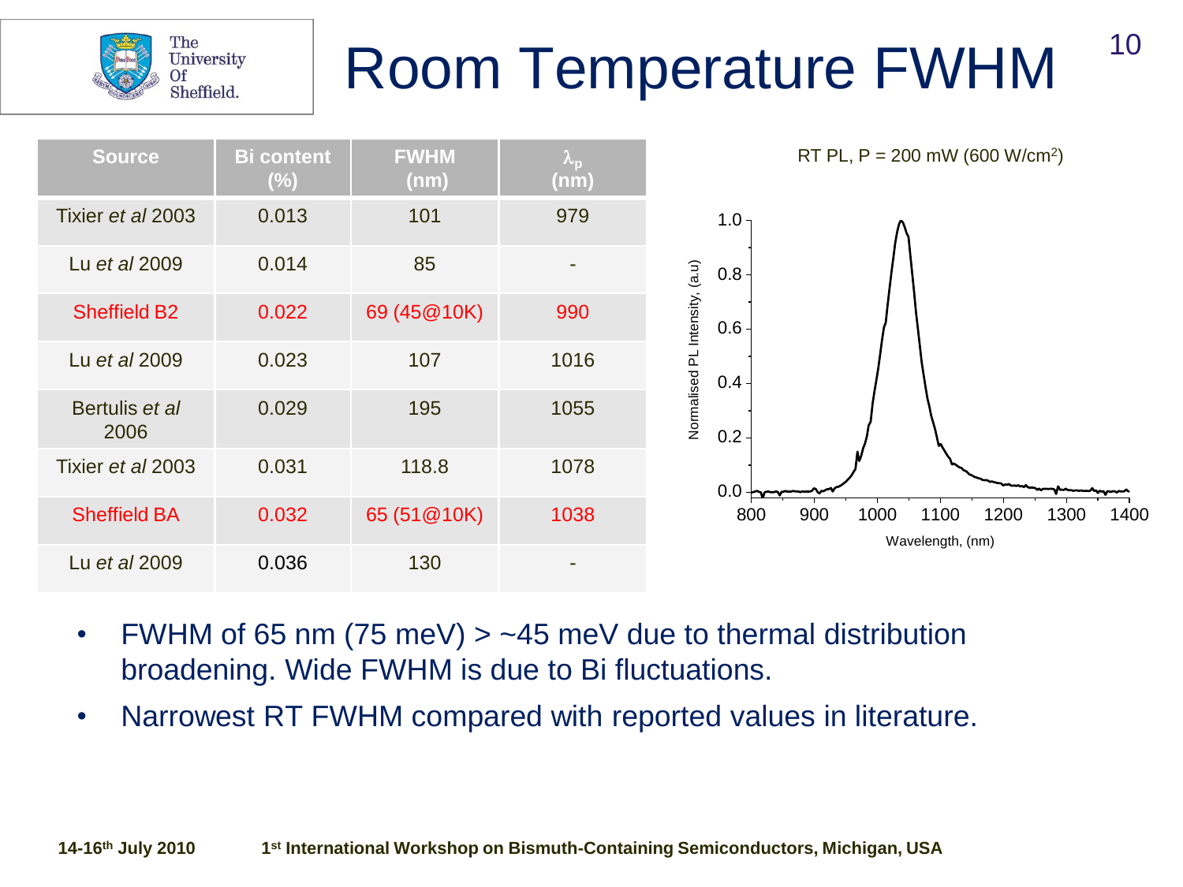# Room Temperature FWHM

| Source | Bi content (%) | FWHM (nm) | $\lambda_p$ (nm) |
|---|---|---|---|
| Tixier *et al* 2003 | 0.013 | 101 | 979 |
| Lu *et al* 2009 | 0.014 | 85 | - |
| Sheffield B2 | 0.022 | 69 (45@10K) | 990 |
| Lu *et al* 2009 | 0.023 | 107 | 1016 |
| Bertulis *et al* 2006 | 0.029 | 195 | 1055 |
| Tixier *et al* 2003 | 0.031 | 118.8 | 1078 |
| Sheffield BA | 0.032 | 65 (51@10K) | 1038 |
| Lu *et al* 2009 | 0.036 | 130 | - |

RT PL, P = 200 mW (600 W/cm$^2$)

- FWHM of 65 nm (75 meV) > ~45 meV due to thermal distribution broadening. Wide FWHM is due to Bi fluctuations.
- Narrowest RT FWHM compared with reported values in literature.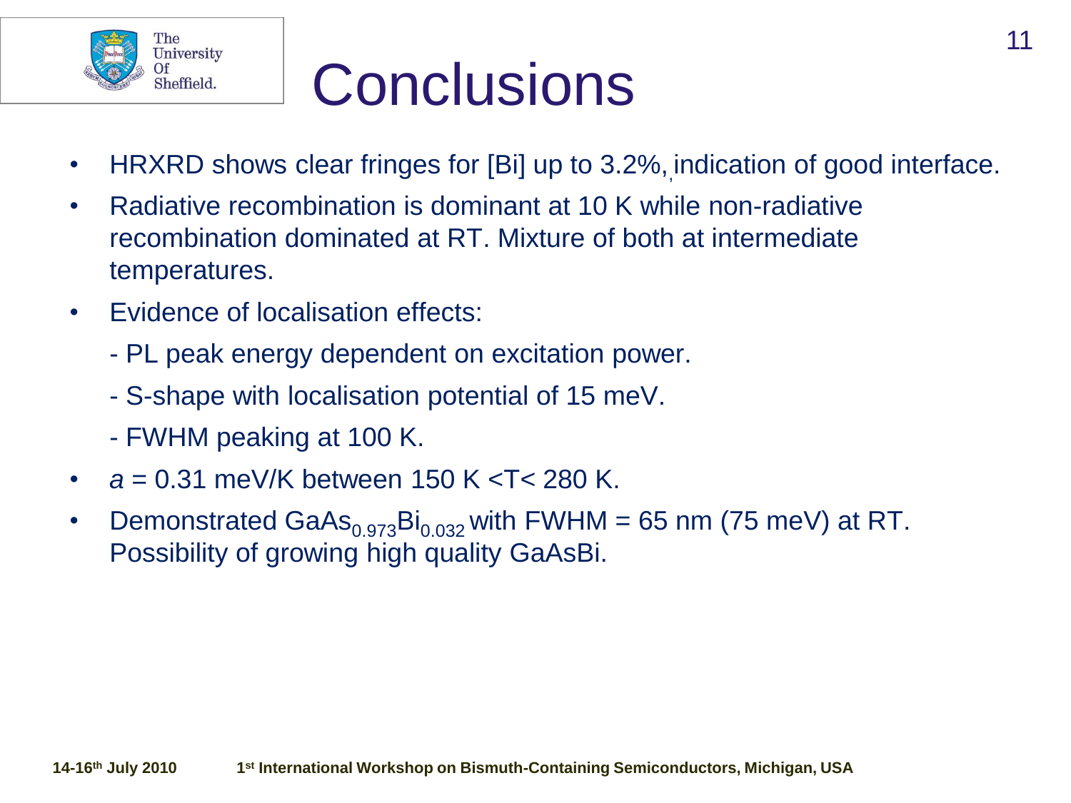# Conclusions

- HRXRD shows clear fringes for [Bi] up to 3.2%, indication of good interface.
- Radiative recombination is dominant at 10 K while non-radiative recombination dominated at RT. Mixture of both at intermediate temperatures.
- Evidence of localisation effects:
  - PL peak energy dependent on excitation power.
  - S-shape with localisation potential of 15 meV.
  - FWHM peaking at 100 K.
- $a$ = 0.31 meV/K between 150 K <T< 280 K.
- Demonstrated $GaAs_{0.973}Bi_{0.032}$ with FWHM = 65 nm (75 meV) at RT. Possibility of growing high quality GaAsBi.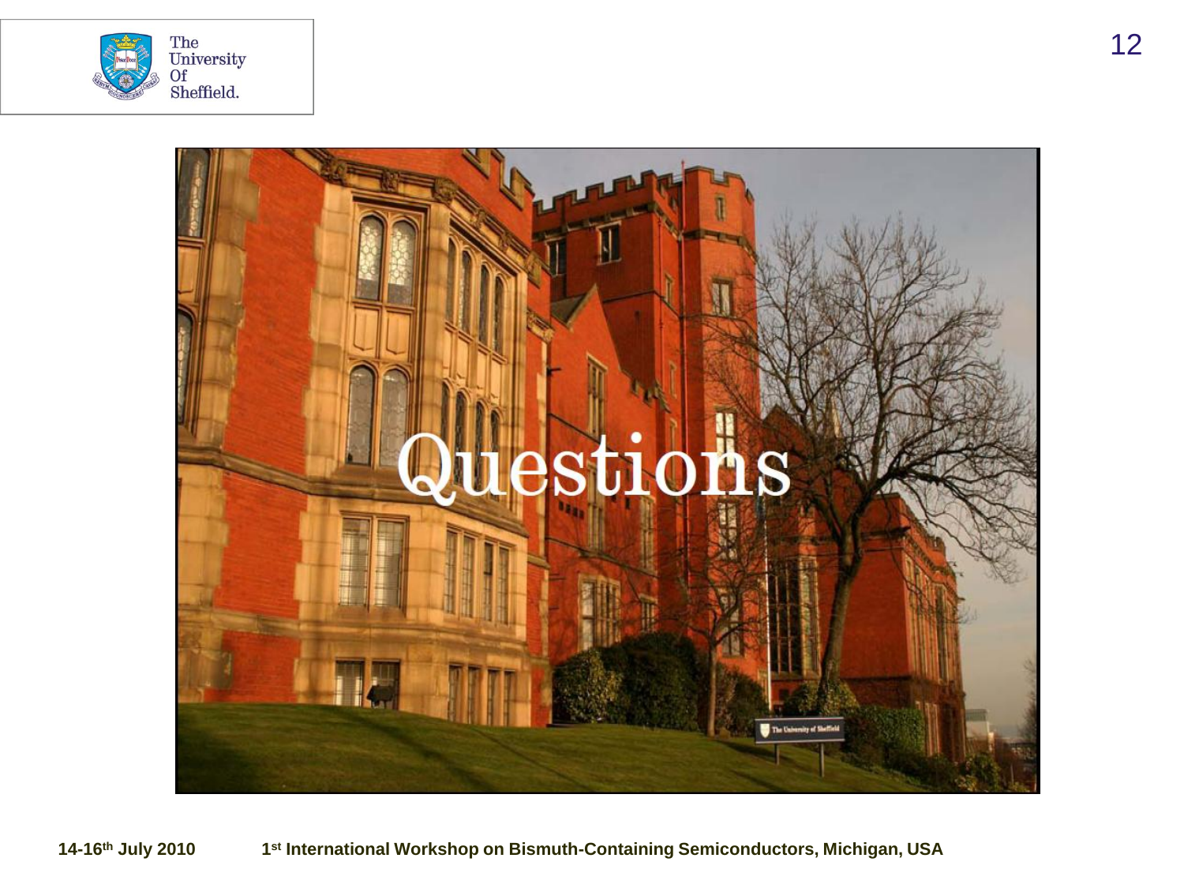# Questions